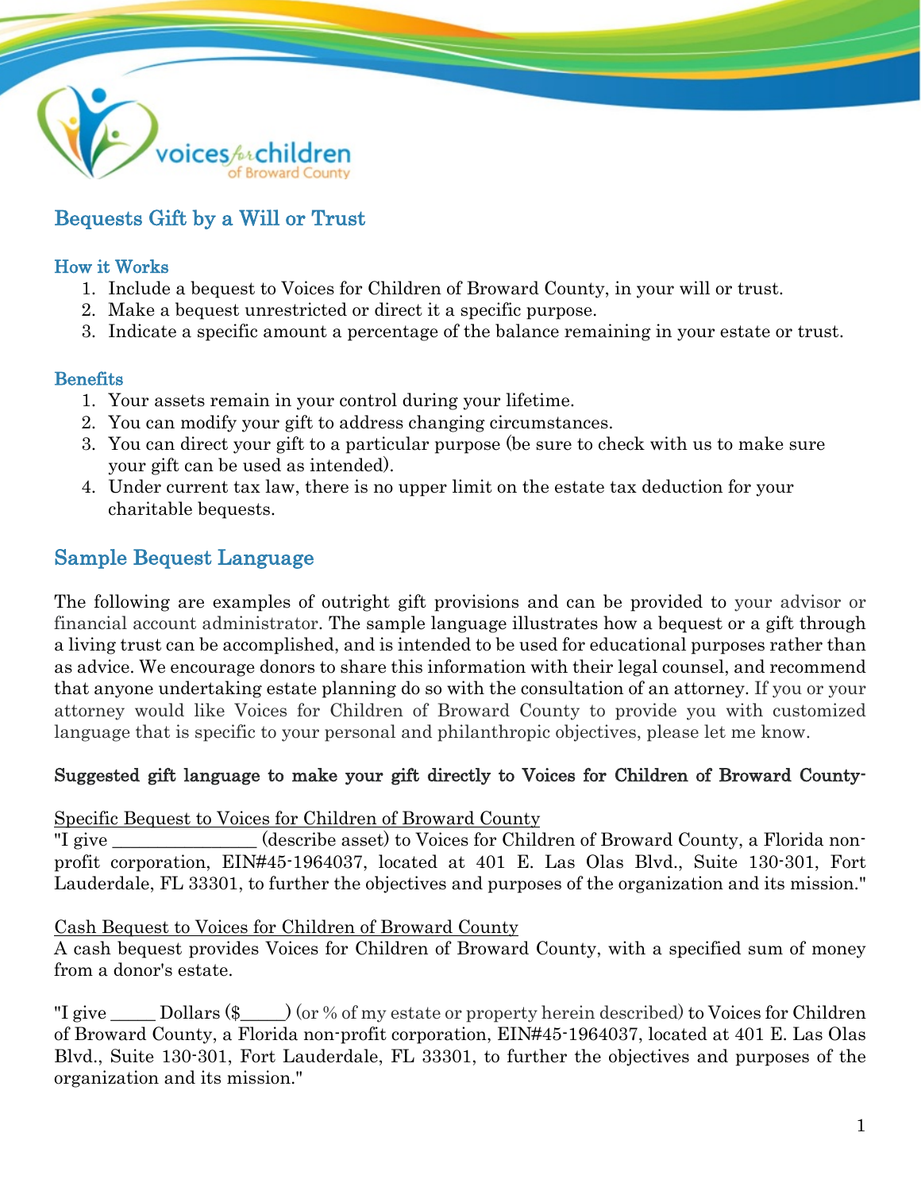# Bequests Gift by a Will or Trust

### How it Works

1. Include a bequest to Voices for Children of Broward County, in your will or trust.
2. Make a bequest unrestricted or direct it a specific purpose.
3. Indicate a specific amount a percentage of the balance remaining in your estate or trust.

### Benefits

1. Your assets remain in your control during your lifetime.
2. You can modify your gift to address changing circumstances.
3. You can direct your gift to a particular purpose (be sure to check with us to make sure your gift can be used as intended).
4. Under current tax law, there is no upper limit on the estate tax deduction for your charitable bequests.

## Sample Bequest Language

The following are examples of outright gift provisions and can be provided to your advisor or financial account administrator. The sample language illustrates how a bequest or a gift through a living trust can be accomplished, and is intended to be used for educational purposes rather than as advice. We encourage donors to share this information with their legal counsel, and recommend that anyone undertaking estate planning do so with the consultation of an attorney. If you or your attorney would like Voices for Children of Broward County to provide you with customized language that is specific to your personal and philanthropic objectives, please let me know.

**Suggested gift language to make your gift directly to Voices for Children of Broward County-**

<u>Specific Bequest to Voices for Children of Broward County</u>

"I give _______________ (describe asset) to Voices for Children of Broward County, a Florida non-profit corporation, EIN#45-1964037, located at 401 E. Las Olas Blvd., Suite 130-301, Fort Lauderdale, FL 33301, to further the objectives and purposes of the organization and its mission."

<u>Cash Bequest to Voices for Children of Broward County</u>

A cash bequest provides Voices for Children of Broward County, with a specified sum of money from a donor's estate.

"I give _____ Dollars ($_____) (or % of my estate or property herein described) to Voices for Children of Broward County, a Florida non-profit corporation, EIN#45-1964037, located at 401 E. Las Olas Blvd., Suite 130-301, Fort Lauderdale, FL 33301, to further the objectives and purposes of the organization and its mission."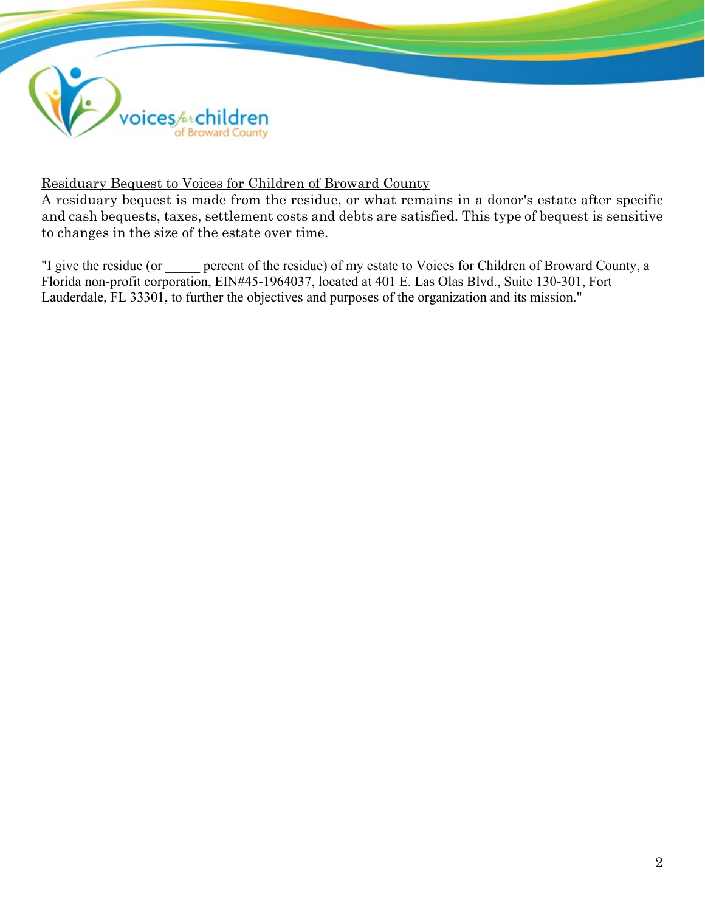Residuary Bequest to Voices for Children of Broward County

A residuary bequest is made from the residue, or what remains in a donor's estate after specific and cash bequests, taxes, settlement costs and debts are satisfied. This type of bequest is sensitive to changes in the size of the estate over time.

"I give the residue (or _____ percent of the residue) of my estate to Voices for Children of Broward County, a Florida non-profit corporation, EIN#45-1964037, located at 401 E. Las Olas Blvd., Suite 130-301, Fort Lauderdale, FL 33301, to further the objectives and purposes of the organization and its mission."